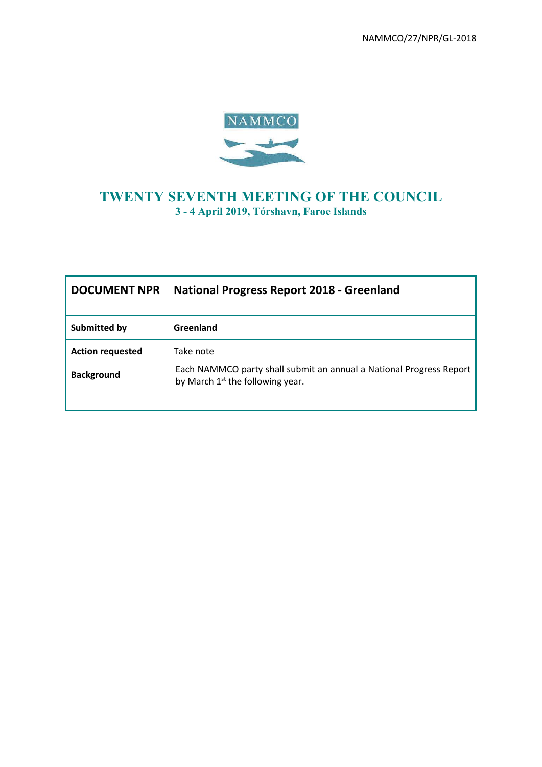NAMMCO/27/NPR/GL-2018

NAMMCO

# TWENTY SEVENTH MEETING OF THE COUNCIL

## 3 - 4 April 2019, Tórshavn, Faroe Islands

| DOCUMENT NPR | National Progress Report 2018 - Greenland |
|---|---|
| **Submitted by** | **Greenland** |
| **Action requested** | Take note |
| **Background** | Each NAMMCO party shall submit an annual a National Progress Report by March 1st the following year. |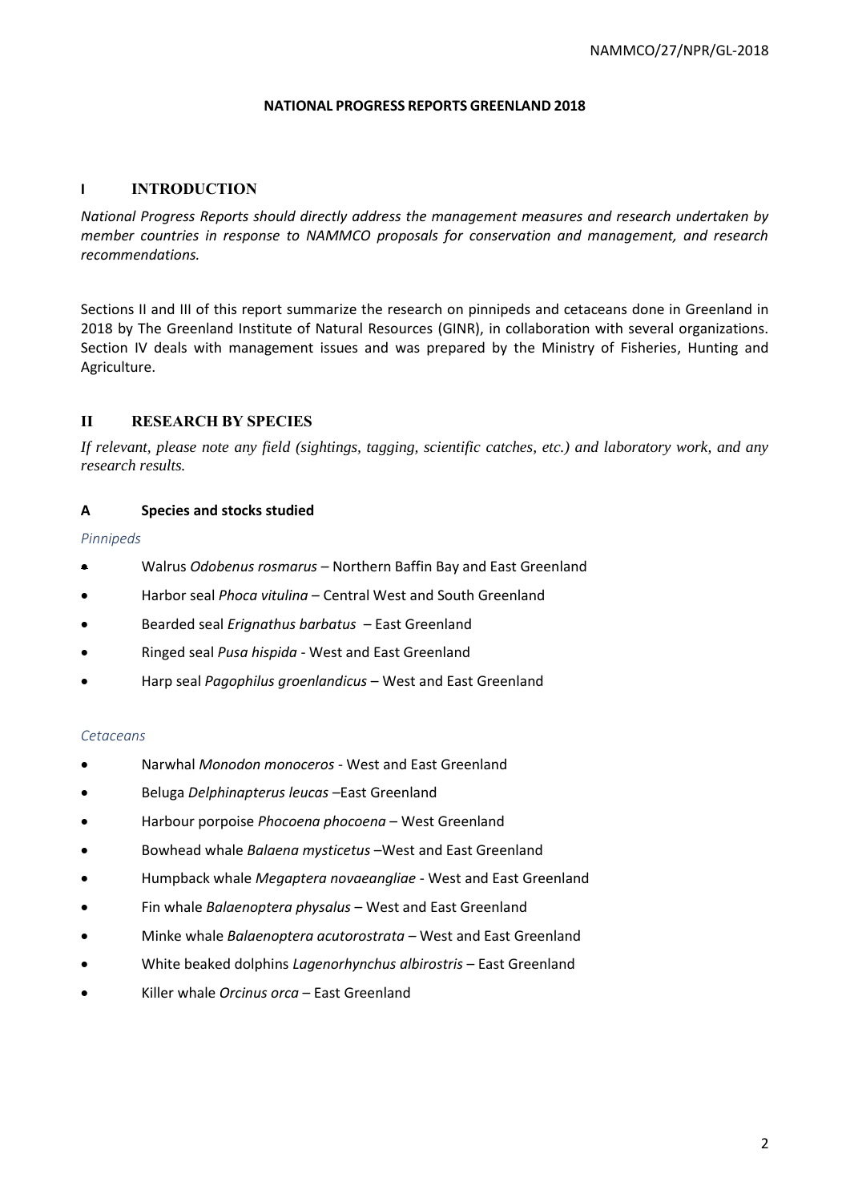**NATIONAL PROGRESS REPORTS GREENLAND 2018**

## I INTRODUCTION

*National Progress Reports should directly address the management measures and research undertaken by member countries in response to NAMMCO proposals for conservation and management, and research recommendations.*

Sections II and III of this report summarize the research on pinnipeds and cetaceans done in Greenland in 2018 by The Greenland Institute of Natural Resources (GINR), in collaboration with several organizations. Section IV deals with management issues and was prepared by the Ministry of Fisheries, Hunting and Agriculture.

## II RESEARCH BY SPECIES

*If relevant, please note any field (sightings, tagging, scientific catches, etc.) and laboratory work, and any research results.*

### A Species and stocks studied

*Pinnipeds*

- Walrus *Odobenus rosmarus* – Northern Baffin Bay and East Greenland
- Harbor seal *Phoca vitulina* – Central West and South Greenland
- Bearded seal *Erignathus barbatus* – East Greenland
- Ringed seal *Pusa hispida* - West and East Greenland
- Harp seal *Pagophilus groenlandicus* – West and East Greenland

*Cetaceans*

- Narwhal *Monodon monoceros* - West and East Greenland
- Beluga *Delphinapterus leucas* –East Greenland
- Harbour porpoise *Phocoena phocoena* – West Greenland
- Bowhead whale *Balaena mysticetus* –West and East Greenland
- Humpback whale *Megaptera novaeangliae* - West and East Greenland
- Fin whale *Balaenoptera physalus* – West and East Greenland
- Minke whale *Balaenoptera acutorostrata* – West and East Greenland
- White beaked dolphins *Lagenorhynchus albirostris* – East Greenland
- Killer whale *Orcinus orca* – East Greenland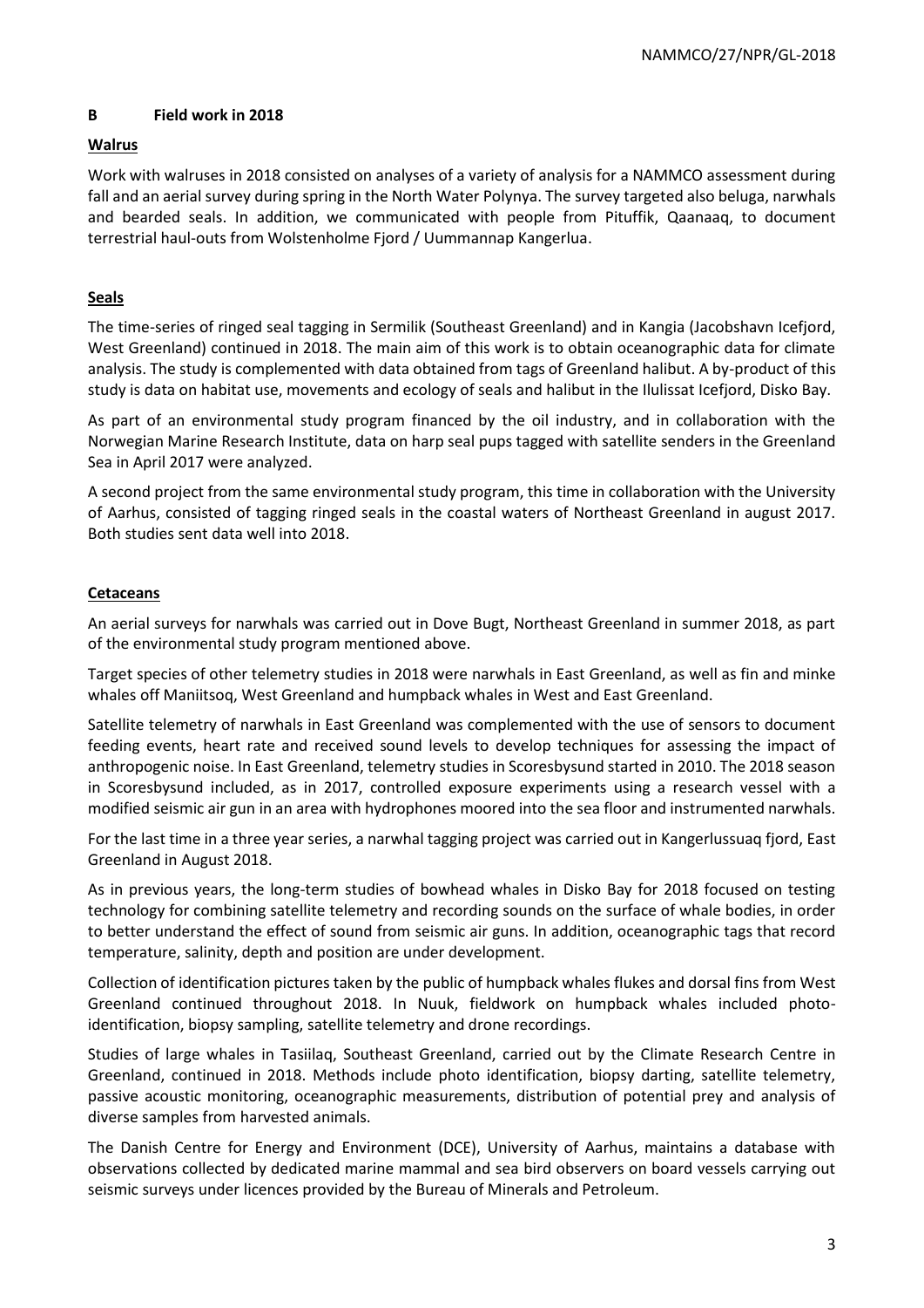## B Field work in 2018

### Walrus

Work with walruses in 2018 consisted on analyses of a variety of analysis for a NAMMCO assessment during fall and an aerial survey during spring in the North Water Polynya. The survey targeted also beluga, narwhals and bearded seals. In addition, we communicated with people from Pituffik, Qaanaaq, to document terrestrial haul-outs from Wolstenholme Fjord / Uummannap Kangerlua.

### Seals

The time-series of ringed seal tagging in Sermilik (Southeast Greenland) and in Kangia (Jacobshavn Icefjord, West Greenland) continued in 2018. The main aim of this work is to obtain oceanographic data for climate analysis. The study is complemented with data obtained from tags of Greenland halibut. A by-product of this study is data on habitat use, movements and ecology of seals and halibut in the Ilulissat Icefjord, Disko Bay.

As part of an environmental study program financed by the oil industry, and in collaboration with the Norwegian Marine Research Institute, data on harp seal pups tagged with satellite senders in the Greenland Sea in April 2017 were analyzed.

A second project from the same environmental study program, this time in collaboration with the University of Aarhus, consisted of tagging ringed seals in the coastal waters of Northeast Greenland in august 2017. Both studies sent data well into 2018.

### Cetaceans

An aerial surveys for narwhals was carried out in Dove Bugt, Northeast Greenland in summer 2018, as part of the environmental study program mentioned above.

Target species of other telemetry studies in 2018 were narwhals in East Greenland, as well as fin and minke whales off Maniitsoq, West Greenland and humpback whales in West and East Greenland.

Satellite telemetry of narwhals in East Greenland was complemented with the use of sensors to document feeding events, heart rate and received sound levels to develop techniques for assessing the impact of anthropogenic noise. In East Greenland, telemetry studies in Scoresbysund started in 2010. The 2018 season in Scoresbysund included, as in 2017, controlled exposure experiments using a research vessel with a modified seismic air gun in an area with hydrophones moored into the sea floor and instrumented narwhals.

For the last time in a three year series, a narwhal tagging project was carried out in Kangerlussuaq fjord, East Greenland in August 2018.

As in previous years, the long-term studies of bowhead whales in Disko Bay for 2018 focused on testing technology for combining satellite telemetry and recording sounds on the surface of whale bodies, in order to better understand the effect of sound from seismic air guns. In addition, oceanographic tags that record temperature, salinity, depth and position are under development.

Collection of identification pictures taken by the public of humpback whales flukes and dorsal fins from West Greenland continued throughout 2018. In Nuuk, fieldwork on humpback whales included photo-identification, biopsy sampling, satellite telemetry and drone recordings.

Studies of large whales in Tasiilaq, Southeast Greenland, carried out by the Climate Research Centre in Greenland, continued in 2018. Methods include photo identification, biopsy darting, satellite telemetry, passive acoustic monitoring, oceanographic measurements, distribution of potential prey and analysis of diverse samples from harvested animals.

The Danish Centre for Energy and Environment (DCE), University of Aarhus, maintains a database with observations collected by dedicated marine mammal and sea bird observers on board vessels carrying out seismic surveys under licences provided by the Bureau of Minerals and Petroleum.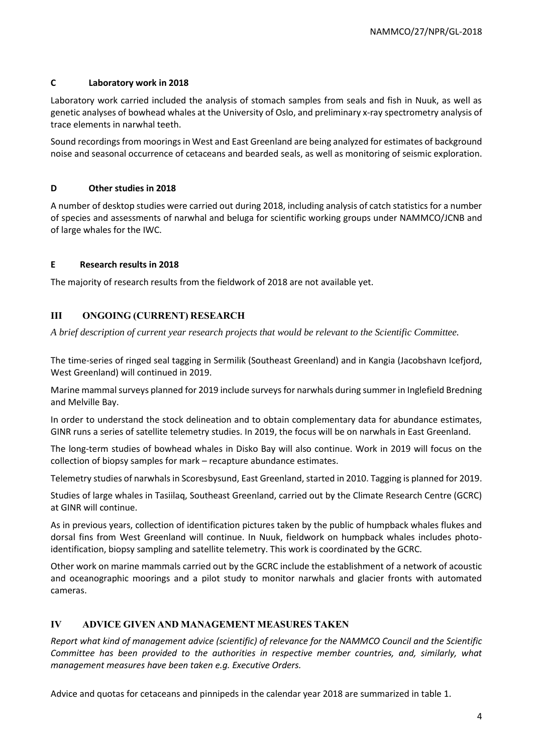### C Laboratory work in 2018

Laboratory work carried included the analysis of stomach samples from seals and fish in Nuuk, as well as genetic analyses of bowhead whales at the University of Oslo, and preliminary x-ray spectrometry analysis of trace elements in narwhal teeth.

Sound recordings from moorings in West and East Greenland are being analyzed for estimates of background noise and seasonal occurrence of cetaceans and bearded seals, as well as monitoring of seismic exploration.

### D Other studies in 2018

A number of desktop studies were carried out during 2018, including analysis of catch statistics for a number of species and assessments of narwhal and beluga for scientific working groups under NAMMCO/JCNB and of large whales for the IWC.

### E Research results in 2018

The majority of research results from the fieldwork of 2018 are not available yet.

## III ONGOING (CURRENT) RESEARCH

*A brief description of current year research projects that would be relevant to the Scientific Committee.*

The time-series of ringed seal tagging in Sermilik (Southeast Greenland) and in Kangia (Jacobshavn Icefjord, West Greenland) will continued in 2019.

Marine mammal surveys planned for 2019 include surveys for narwhals during summer in Inglefield Bredning and Melville Bay.

In order to understand the stock delineation and to obtain complementary data for abundance estimates, GINR runs a series of satellite telemetry studies. In 2019, the focus will be on narwhals in East Greenland.

The long-term studies of bowhead whales in Disko Bay will also continue. Work in 2019 will focus on the collection of biopsy samples for mark – recapture abundance estimates.

Telemetry studies of narwhals in Scoresbysund, East Greenland, started in 2010. Tagging is planned for 2019.

Studies of large whales in Tasiilaq, Southeast Greenland, carried out by the Climate Research Centre (GCRC) at GINR will continue.

As in previous years, collection of identification pictures taken by the public of humpback whales flukes and dorsal fins from West Greenland will continue. In Nuuk, fieldwork on humpback whales includes photo-identification, biopsy sampling and satellite telemetry. This work is coordinated by the GCRC.

Other work on marine mammals carried out by the GCRC include the establishment of a network of acoustic and oceanographic moorings and a pilot study to monitor narwhals and glacier fronts with automated cameras.

## IV ADVICE GIVEN AND MANAGEMENT MEASURES TAKEN

*Report what kind of management advice (scientific) of relevance for the NAMMCO Council and the Scientific Committee has been provided to the authorities in respective member countries, and, similarly, what management measures have been taken e.g. Executive Orders.*

Advice and quotas for cetaceans and pinnipeds in the calendar year 2018 are summarized in table 1.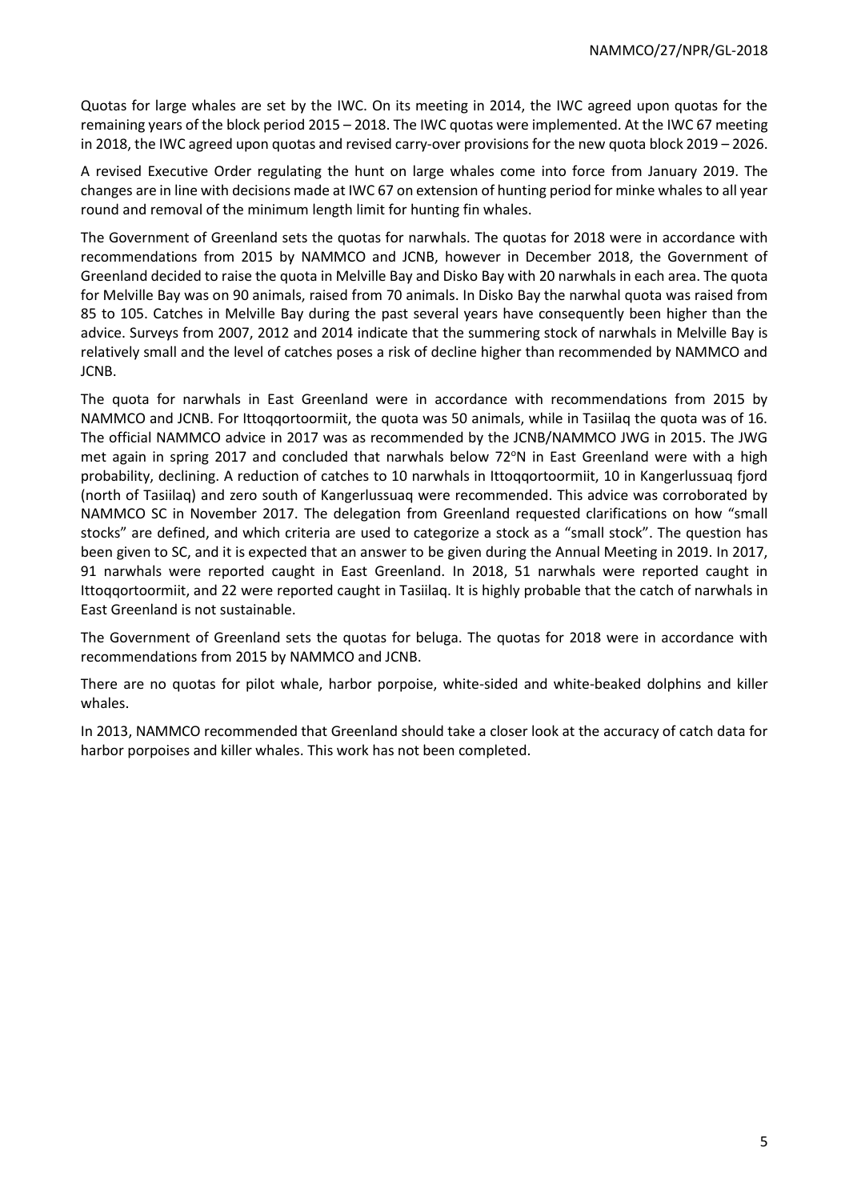Quotas for large whales are set by the IWC. On its meeting in 2014, the IWC agreed upon quotas for the remaining years of the block period 2015 – 2018. The IWC quotas were implemented. At the IWC 67 meeting in 2018, the IWC agreed upon quotas and revised carry-over provisions for the new quota block 2019 – 2026.

A revised Executive Order regulating the hunt on large whales come into force from January 2019. The changes are in line with decisions made at IWC 67 on extension of hunting period for minke whales to all year round and removal of the minimum length limit for hunting fin whales.

The Government of Greenland sets the quotas for narwhals. The quotas for 2018 were in accordance with recommendations from 2015 by NAMMCO and JCNB, however in December 2018, the Government of Greenland decided to raise the quota in Melville Bay and Disko Bay with 20 narwhals in each area. The quota for Melville Bay was on 90 animals, raised from 70 animals. In Disko Bay the narwhal quota was raised from 85 to 105. Catches in Melville Bay during the past several years have consequently been higher than the advice. Surveys from 2007, 2012 and 2014 indicate that the summering stock of narwhals in Melville Bay is relatively small and the level of catches poses a risk of decline higher than recommended by NAMMCO and JCNB.

The quota for narwhals in East Greenland were in accordance with recommendations from 2015 by NAMMCO and JCNB. For Ittoqqortoormiit, the quota was 50 animals, while in Tasiilaq the quota was of 16. The official NAMMCO advice in 2017 was as recommended by the JCNB/NAMMCO JWG in 2015. The JWG met again in spring 2017 and concluded that narwhals below 72°N in East Greenland were with a high probability, declining. A reduction of catches to 10 narwhals in Ittoqqortoormiit, 10 in Kangerlussuaq fjord (north of Tasiilaq) and zero south of Kangerlussuaq were recommended. This advice was corroborated by NAMMCO SC in November 2017. The delegation from Greenland requested clarifications on how "small stocks" are defined, and which criteria are used to categorize a stock as a "small stock". The question has been given to SC, and it is expected that an answer to be given during the Annual Meeting in 2019. In 2017, 91 narwhals were reported caught in East Greenland. In 2018, 51 narwhals were reported caught in Ittoqqortoormiit, and 22 were reported caught in Tasiilaq. It is highly probable that the catch of narwhals in East Greenland is not sustainable.

The Government of Greenland sets the quotas for beluga. The quotas for 2018 were in accordance with recommendations from 2015 by NAMMCO and JCNB.

There are no quotas for pilot whale, harbor porpoise, white-sided and white-beaked dolphins and killer whales.

In 2013, NAMMCO recommended that Greenland should take a closer look at the accuracy of catch data for harbor porpoises and killer whales. This work has not been completed.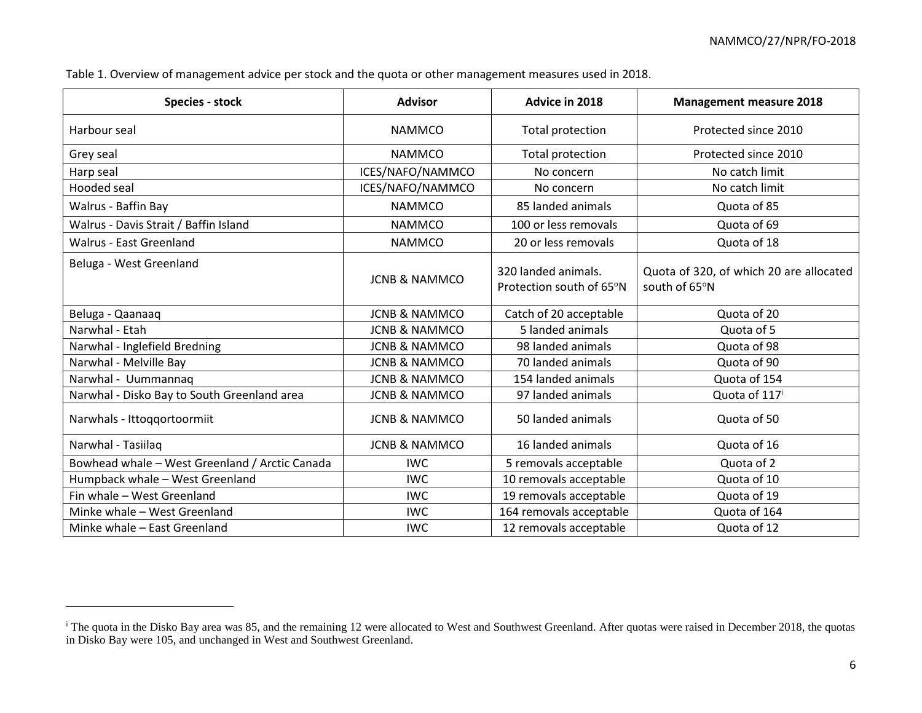Table 1. Overview of management advice per stock and the quota or other management measures used in 2018.

| Species - stock | Advisor | Advice in 2018 | Management measure 2018 |
| --- | --- | --- | --- |
| Harbour seal | NAMMCO | Total protection | Protected since 2010 |
| Grey seal | NAMMCO | Total protection | Protected since 2010 |
| Harp seal | ICES/NAFO/NAMMCO | No concern | No catch limit |
| Hooded seal | ICES/NAFO/NAMMCO | No concern | No catch limit |
| Walrus - Baffin Bay | NAMMCO | 85 landed animals | Quota of 85 |
| Walrus - Davis Strait / Baffin Island | NAMMCO | 100 or less removals | Quota of 69 |
| Walrus - East Greenland | NAMMCO | 20 or less removals | Quota of 18 |
| Beluga - West Greenland | JCNB & NAMMCO | 320 landed animals. Protection south of 65°N | Quota of 320, of which 20 are allocated south of 65°N |
| Beluga - Qaanaaq | JCNB & NAMMCO | Catch of 20 acceptable | Quota of 20 |
| Narwhal - Etah | JCNB & NAMMCO | 5 landed animals | Quota of 5 |
| Narwhal - Inglefield Bredning | JCNB & NAMMCO | 98 landed animals | Quota of 98 |
| Narwhal - Melville Bay | JCNB & NAMMCO | 70 landed animals | Quota of 90 |
| Narwhal - Uummannaq | JCNB & NAMMCO | 154 landed animals | Quota of 154 |
| Narwhal - Disko Bay to South Greenland area | JCNB & NAMMCO | 97 landed animals | Quota of 117[i] |
| Narwhals - Ittoqqortoormiit | JCNB & NAMMCO | 50 landed animals | Quota of 50 |
| Narwhal - Tasiilaq | JCNB & NAMMCO | 16 landed animals | Quota of 16 |
| Bowhead whale – West Greenland / Arctic Canada | IWC | 5 removals acceptable | Quota of 2 |
| Humpback whale – West Greenland | IWC | 10 removals acceptable | Quota of 10 |
| Fin whale – West Greenland | IWC | 19 removals acceptable | Quota of 19 |
| Minke whale – West Greenland | IWC | 164 removals acceptable | Quota of 164 |
| Minke whale – East Greenland | IWC | 12 removals acceptable | Quota of 12 |

[i] The quota in the Disko Bay area was 85, and the remaining 12 were allocated to West and Southwest Greenland. After quotas were raised in December 2018, the quotas in Disko Bay were 105, and unchanged in West and Southwest Greenland.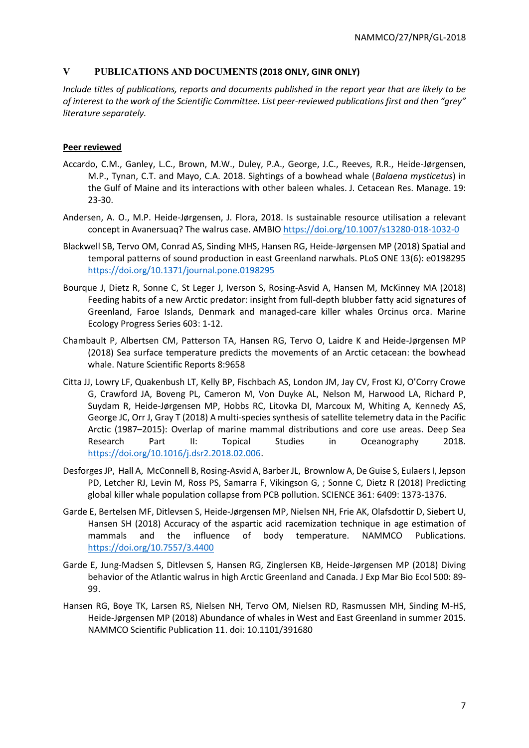## V PUBLICATIONS AND DOCUMENTS (2018 ONLY, GINR ONLY)

*Include titles of publications, reports and documents published in the report year that are likely to be of interest to the work of the Scientific Committee. List peer-reviewed publications first and then "grey" literature separately.*

**Peer reviewed**

Accardo, C.M., Ganley, L.C., Brown, M.W., Duley, P.A., George, J.C., Reeves, R.R., Heide-Jørgensen, M.P., Tynan, C.T. and Mayo, C.A. 2018. Sightings of a bowhead whale (*Balaena mysticetus*) in the Gulf of Maine and its interactions with other baleen whales. J. Cetacean Res. Manage. 19: 23-30.

Andersen, A. O., M.P. Heide-Jørgensen, J. Flora, 2018. Is sustainable resource utilisation a relevant concept in Avanersuaq? The walrus case. AMBIO https://doi.org/10.1007/s13280-018-1032-0

Blackwell SB, Tervo OM, Conrad AS, Sinding MHS, Hansen RG, Heide-Jørgensen MP (2018) Spatial and temporal patterns of sound production in east Greenland narwhals. PLoS ONE 13(6): e0198295 https://doi.org/10.1371/journal.pone.0198295

Bourque J, Dietz R, Sonne C, St Leger J, Iverson S, Rosing-Asvid A, Hansen M, McKinney MA (2018) Feeding habits of a new Arctic predator: insight from full-depth blubber fatty acid signatures of Greenland, Faroe Islands, Denmark and managed-care killer whales Orcinus orca. Marine Ecology Progress Series 603: 1-12.

Chambault P, Albertsen CM, Patterson TA, Hansen RG, Tervo O, Laidre K and Heide-Jørgensen MP (2018) Sea surface temperature predicts the movements of an Arctic cetacean: the bowhead whale. Nature Scientific Reports 8:9658

Citta JJ, Lowry LF, Quakenbush LT, Kelly BP, Fischbach AS, London JM, Jay CV, Frost KJ, O'Corry Crowe G, Crawford JA, Boveng PL, Cameron M, Von Duyke AL, Nelson M, Harwood LA, Richard P, Suydam R, Heide-Jørgensen MP, Hobbs RC, Litovka DI, Marcoux M, Whiting A, Kennedy AS, George JC, Orr J, Gray T (2018) A multi-species synthesis of satellite telemetry data in the Pacific Arctic (1987–2015): Overlap of marine mammal distributions and core use areas. Deep Sea Research Part II: Topical Studies in Oceanography 2018. https://doi.org/10.1016/j.dsr2.2018.02.006.

Desforges JP, Hall A, McConnell B, Rosing-Asvid A, Barber JL, Brownlow A, De Guise S, Eulaers I, Jepson PD, Letcher RJ, Levin M, Ross PS, Samarra F, Vikingson G, ; Sonne C, Dietz R (2018) Predicting global killer whale population collapse from PCB pollution. SCIENCE 361: 6409: 1373-1376.

Garde E, Bertelsen MF, Ditlevsen S, Heide-Jørgensen MP, Nielsen NH, Frie AK, Olafsdottir D, Siebert U, Hansen SH (2018) Accuracy of the aspartic acid racemization technique in age estimation of mammals and the influence of body temperature. NAMMCO Publications. https://doi.org/10.7557/3.4400

Garde E, Jung-Madsen S, Ditlevsen S, Hansen RG, Zinglersen KB, Heide-Jørgensen MP (2018) Diving behavior of the Atlantic walrus in high Arctic Greenland and Canada. J Exp Mar Bio Ecol 500: 89-99.

Hansen RG, Boye TK, Larsen RS, Nielsen NH, Tervo OM, Nielsen RD, Rasmussen MH, Sinding M-HS, Heide-Jørgensen MP (2018) Abundance of whales in West and East Greenland in summer 2015. NAMMCO Scientific Publication 11. doi: 10.1101/391680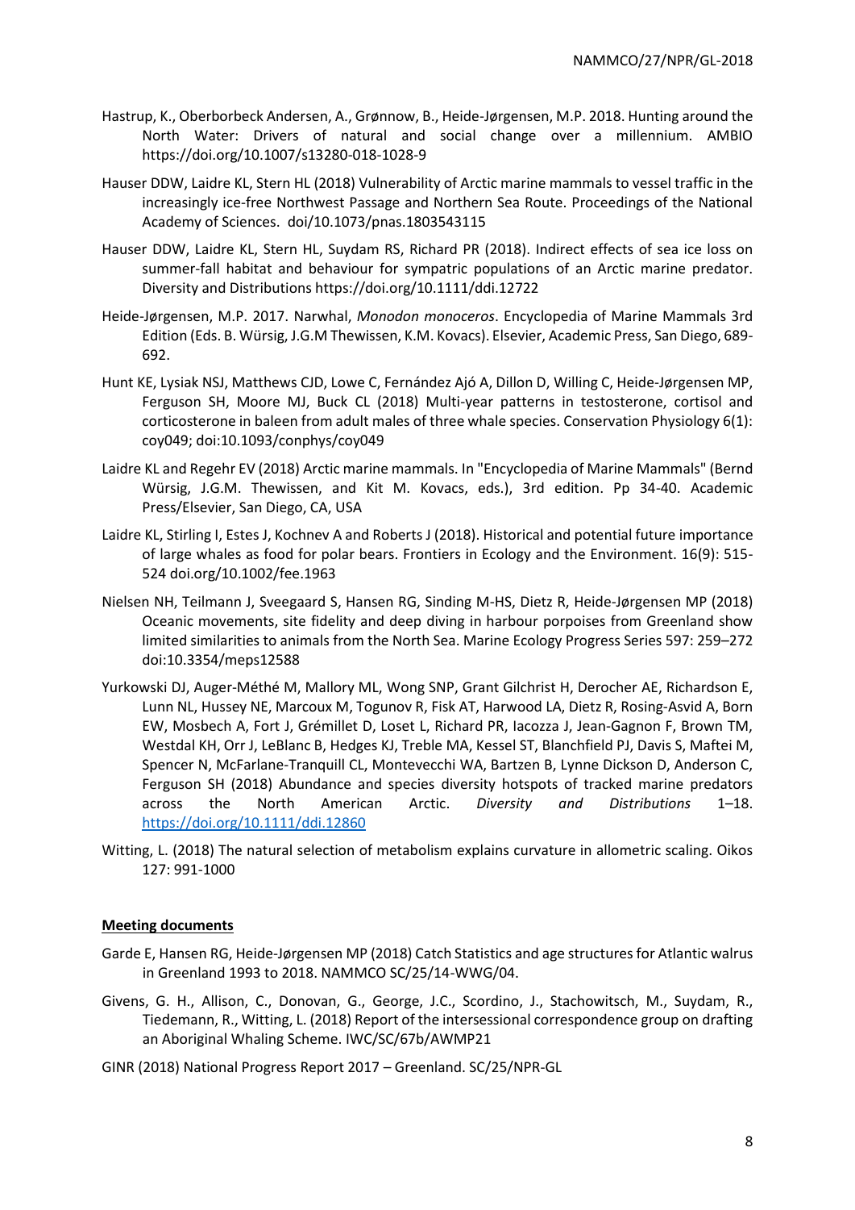Hastrup, K., Oberborbeck Andersen, A., Grønnow, B., Heide-Jørgensen, M.P. 2018. Hunting around the North Water: Drivers of natural and social change over a millennium. AMBIO https://doi.org/10.1007/s13280-018-1028-9

Hauser DDW, Laidre KL, Stern HL (2018) Vulnerability of Arctic marine mammals to vessel traffic in the increasingly ice-free Northwest Passage and Northern Sea Route. Proceedings of the National Academy of Sciences. doi/10.1073/pnas.1803543115

Hauser DDW, Laidre KL, Stern HL, Suydam RS, Richard PR (2018). Indirect effects of sea ice loss on summer-fall habitat and behaviour for sympatric populations of an Arctic marine predator. Diversity and Distributions https://doi.org/10.1111/ddi.12722

Heide-Jørgensen, M.P. 2017. Narwhal, *Monodon monoceros*. Encyclopedia of Marine Mammals 3rd Edition (Eds. B. Würsig, J.G.M Thewissen, K.M. Kovacs). Elsevier, Academic Press, San Diego, 689-692.

Hunt KE, Lysiak NSJ, Matthews CJD, Lowe C, Fernández Ajó A, Dillon D, Willing C, Heide-Jørgensen MP, Ferguson SH, Moore MJ, Buck CL (2018) Multi-year patterns in testosterone, cortisol and corticosterone in baleen from adult males of three whale species. Conservation Physiology 6(1): coy049; doi:10.1093/conphys/coy049

Laidre KL and Regehr EV (2018) Arctic marine mammals. In "Encyclopedia of Marine Mammals" (Bernd Würsig, J.G.M. Thewissen, and Kit M. Kovacs, eds.), 3rd edition. Pp 34-40. Academic Press/Elsevier, San Diego, CA, USA

Laidre KL, Stirling I, Estes J, Kochnev A and Roberts J (2018). Historical and potential future importance of large whales as food for polar bears. Frontiers in Ecology and the Environment. 16(9): 515-524 doi.org/10.1002/fee.1963

Nielsen NH, Teilmann J, Sveegaard S, Hansen RG, Sinding M-HS, Dietz R, Heide-Jørgensen MP (2018) Oceanic movements, site fidelity and deep diving in harbour porpoises from Greenland show limited similarities to animals from the North Sea. Marine Ecology Progress Series 597: 259–272 doi:10.3354/meps12588

Yurkowski DJ, Auger-Méthé M, Mallory ML, Wong SNP, Grant Gilchrist H, Derocher AE, Richardson E, Lunn NL, Hussey NE, Marcoux M, Togunov R, Fisk AT, Harwood LA, Dietz R, Rosing-Asvid A, Born EW, Mosbech A, Fort J, Grémillet D, Loset L, Richard PR, Iacozza J, Jean-Gagnon F, Brown TM, Westdal KH, Orr J, LeBlanc B, Hedges KJ, Treble MA, Kessel ST, Blanchfield PJ, Davis S, Maftei M, Spencer N, McFarlane-Tranquill CL, Montevecchi WA, Bartzen B, Lynne Dickson D, Anderson C, Ferguson SH (2018) Abundance and species diversity hotspots of tracked marine predators across the North American Arctic. *Diversity and Distributions* 1–18. https://doi.org/10.1111/ddi.12860

Witting, L. (2018) The natural selection of metabolism explains curvature in allometric scaling. Oikos 127: 991-1000

**Meeting documents**

Garde E, Hansen RG, Heide-Jørgensen MP (2018) Catch Statistics and age structures for Atlantic walrus in Greenland 1993 to 2018. NAMMCO SC/25/14-WWG/04.

Givens, G. H., Allison, C., Donovan, G., George, J.C., Scordino, J., Stachowitsch, M., Suydam, R., Tiedemann, R., Witting, L. (2018) Report of the intersessional correspondence group on drafting an Aboriginal Whaling Scheme. IWC/SC/67b/AWMP21

GINR (2018) National Progress Report 2017 – Greenland. SC/25/NPR-GL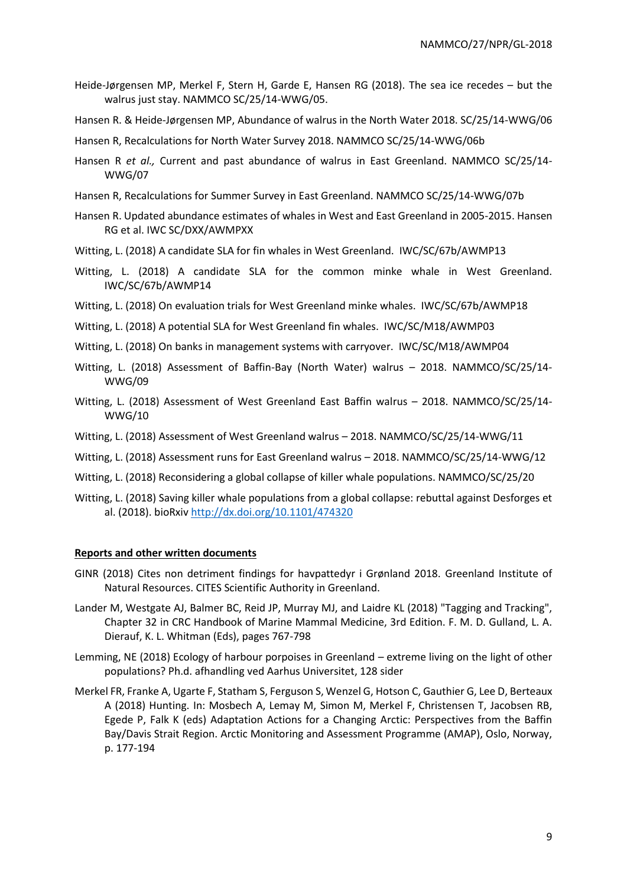Heide-Jørgensen MP, Merkel F, Stern H, Garde E, Hansen RG (2018). The sea ice recedes – but the walrus just stay. NAMMCO SC/25/14-WWG/05.

Hansen R. & Heide-Jørgensen MP, Abundance of walrus in the North Water 2018. SC/25/14-WWG/06

Hansen R, Recalculations for North Water Survey 2018. NAMMCO SC/25/14-WWG/06b

Hansen R *et al.,* Current and past abundance of walrus in East Greenland. NAMMCO SC/25/14-WWG/07

Hansen R, Recalculations for Summer Survey in East Greenland. NAMMCO SC/25/14-WWG/07b

Hansen R. Updated abundance estimates of whales in West and East Greenland in 2005-2015. Hansen RG et al. IWC SC/DXX/AWMPXX

Witting, L. (2018) A candidate SLA for fin whales in West Greenland. IWC/SC/67b/AWMP13

Witting, L. (2018) A candidate SLA for the common minke whale in West Greenland. IWC/SC/67b/AWMP14

Witting, L. (2018) On evaluation trials for West Greenland minke whales. IWC/SC/67b/AWMP18

Witting, L. (2018) A potential SLA for West Greenland fin whales. IWC/SC/M18/AWMP03

Witting, L. (2018) On banks in management systems with carryover. IWC/SC/M18/AWMP04

Witting, L. (2018) Assessment of Baffin-Bay (North Water) walrus – 2018. NAMMCO/SC/25/14-WWG/09

Witting, L. (2018) Assessment of West Greenland East Baffin walrus – 2018. NAMMCO/SC/25/14-WWG/10

Witting, L. (2018) Assessment of West Greenland walrus – 2018. NAMMCO/SC/25/14-WWG/11

Witting, L. (2018) Assessment runs for East Greenland walrus – 2018. NAMMCO/SC/25/14-WWG/12

Witting, L. (2018) Reconsidering a global collapse of killer whale populations. NAMMCO/SC/25/20

Witting, L. (2018) Saving killer whale populations from a global collapse: rebuttal against Desforges et al. (2018). bioRxiv http://dx.doi.org/10.1101/474320

**Reports and other written documents**

GINR (2018) Cites non detriment findings for havpattedyr i Grønland 2018. Greenland Institute of Natural Resources. CITES Scientific Authority in Greenland.

Lander M, Westgate AJ, Balmer BC, Reid JP, Murray MJ, and Laidre KL (2018) "Tagging and Tracking", Chapter 32 in CRC Handbook of Marine Mammal Medicine, 3rd Edition. F. M. D. Gulland, L. A. Dierauf, K. L. Whitman (Eds), pages 767-798

Lemming, NE (2018) Ecology of harbour porpoises in Greenland – extreme living on the light of other populations? Ph.d. afhandling ved Aarhus Universitet, 128 sider

Merkel FR, Franke A, Ugarte F, Statham S, Ferguson S, Wenzel G, Hotson C, Gauthier G, Lee D, Berteaux A (2018) Hunting. In: Mosbech A, Lemay M, Simon M, Merkel F, Christensen T, Jacobsen RB, Egede P, Falk K (eds) Adaptation Actions for a Changing Arctic: Perspectives from the Baffin Bay/Davis Strait Region. Arctic Monitoring and Assessment Programme (AMAP), Oslo, Norway, p. 177-194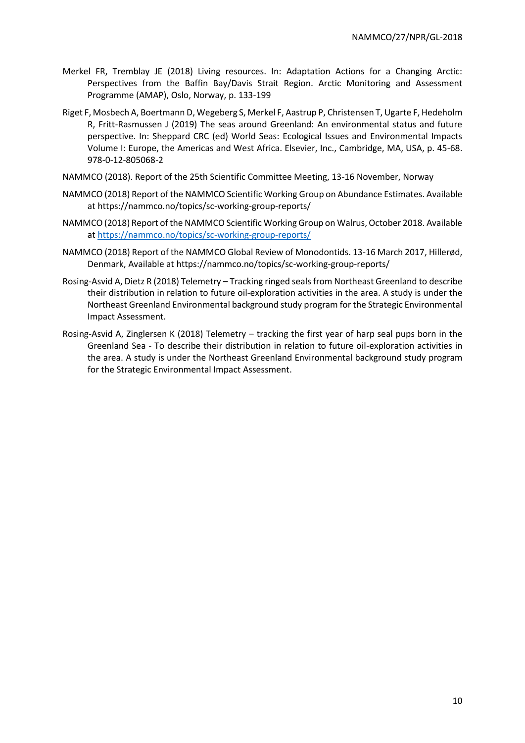Merkel FR, Tremblay JE (2018) Living resources. In: Adaptation Actions for a Changing Arctic: Perspectives from the Baffin Bay/Davis Strait Region. Arctic Monitoring and Assessment Programme (AMAP), Oslo, Norway, p. 133-199

Riget F, Mosbech A, Boertmann D, Wegeberg S, Merkel F, Aastrup P, Christensen T, Ugarte F, Hedeholm R, Fritt-Rasmussen J (2019) The seas around Greenland: An environmental status and future perspective. In: Sheppard CRC (ed) World Seas: Ecological Issues and Environmental Impacts Volume I: Europe, the Americas and West Africa. Elsevier, Inc., Cambridge, MA, USA, p. 45-68. 978-0-12-805068-2

NAMMCO (2018). Report of the 25th Scientific Committee Meeting, 13-16 November, Norway

NAMMCO (2018) Report of the NAMMCO Scientific Working Group on Abundance Estimates. Available at https://nammco.no/topics/sc-working-group-reports/

NAMMCO (2018) Report of the NAMMCO Scientific Working Group on Walrus, October 2018. Available at https://nammco.no/topics/sc-working-group-reports/

NAMMCO (2018) Report of the NAMMCO Global Review of Monodontids. 13-16 March 2017, Hillerød, Denmark, Available at https://nammco.no/topics/sc-working-group-reports/

Rosing-Asvid A, Dietz R (2018) Telemetry – Tracking ringed seals from Northeast Greenland to describe their distribution in relation to future oil-exploration activities in the area. A study is under the Northeast Greenland Environmental background study program for the Strategic Environmental Impact Assessment.

Rosing-Asvid A, Zinglersen K (2018) Telemetry – tracking the first year of harp seal pups born in the Greenland Sea - To describe their distribution in relation to future oil-exploration activities in the area. A study is under the Northeast Greenland Environmental background study program for the Strategic Environmental Impact Assessment.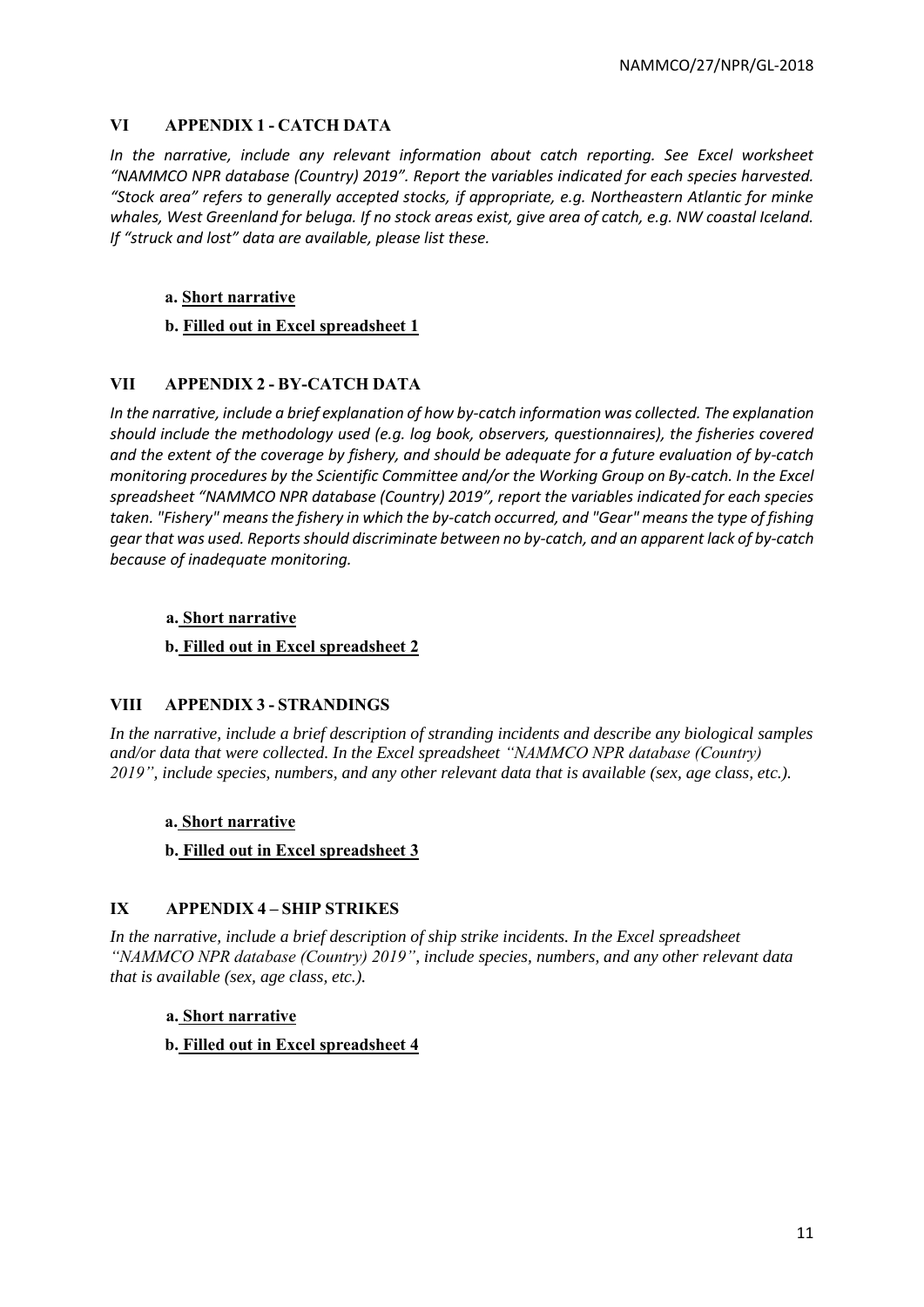## VI APPENDIX 1 - CATCH DATA

*In the narrative, include any relevant information about catch reporting. See Excel worksheet "NAMMCO NPR database (Country) 2019". Report the variables indicated for each species harvested. "Stock area" refers to generally accepted stocks, if appropriate, e.g. Northeastern Atlantic for minke whales, West Greenland for beluga. If no stock areas exist, give area of catch, e.g. NW coastal Iceland. If "struck and lost" data are available, please list these.*

**a. Short narrative**

**b. Filled out in Excel spreadsheet 1**

## VII APPENDIX 2 - BY-CATCH DATA

*In the narrative, include a brief explanation of how by-catch information was collected. The explanation should include the methodology used (e.g. log book, observers, questionnaires), the fisheries covered and the extent of the coverage by fishery, and should be adequate for a future evaluation of by-catch monitoring procedures by the Scientific Committee and/or the Working Group on By-catch. In the Excel spreadsheet "NAMMCO NPR database (Country) 2019", report the variables indicated for each species taken. "Fishery" means the fishery in which the by-catch occurred, and "Gear" means the type of fishing gear that was used. Reports should discriminate between no by-catch, and an apparent lack of by-catch because of inadequate monitoring.*

**a. Short narrative**

**b. Filled out in Excel spreadsheet 2**

## VIII APPENDIX 3 - STRANDINGS

*In the narrative, include a brief description of stranding incidents and describe any biological samples and/or data that were collected. In the Excel spreadsheet "NAMMCO NPR database (Country) 2019", include species, numbers, and any other relevant data that is available (sex, age class, etc.).*

**a. Short narrative**

**b. Filled out in Excel spreadsheet 3**

## IX APPENDIX 4 – SHIP STRIKES

*In the narrative, include a brief description of ship strike incidents. In the Excel spreadsheet "NAMMCO NPR database (Country) 2019", include species, numbers, and any other relevant data that is available (sex, age class, etc.).*

**a. Short narrative**

**b. Filled out in Excel spreadsheet 4**